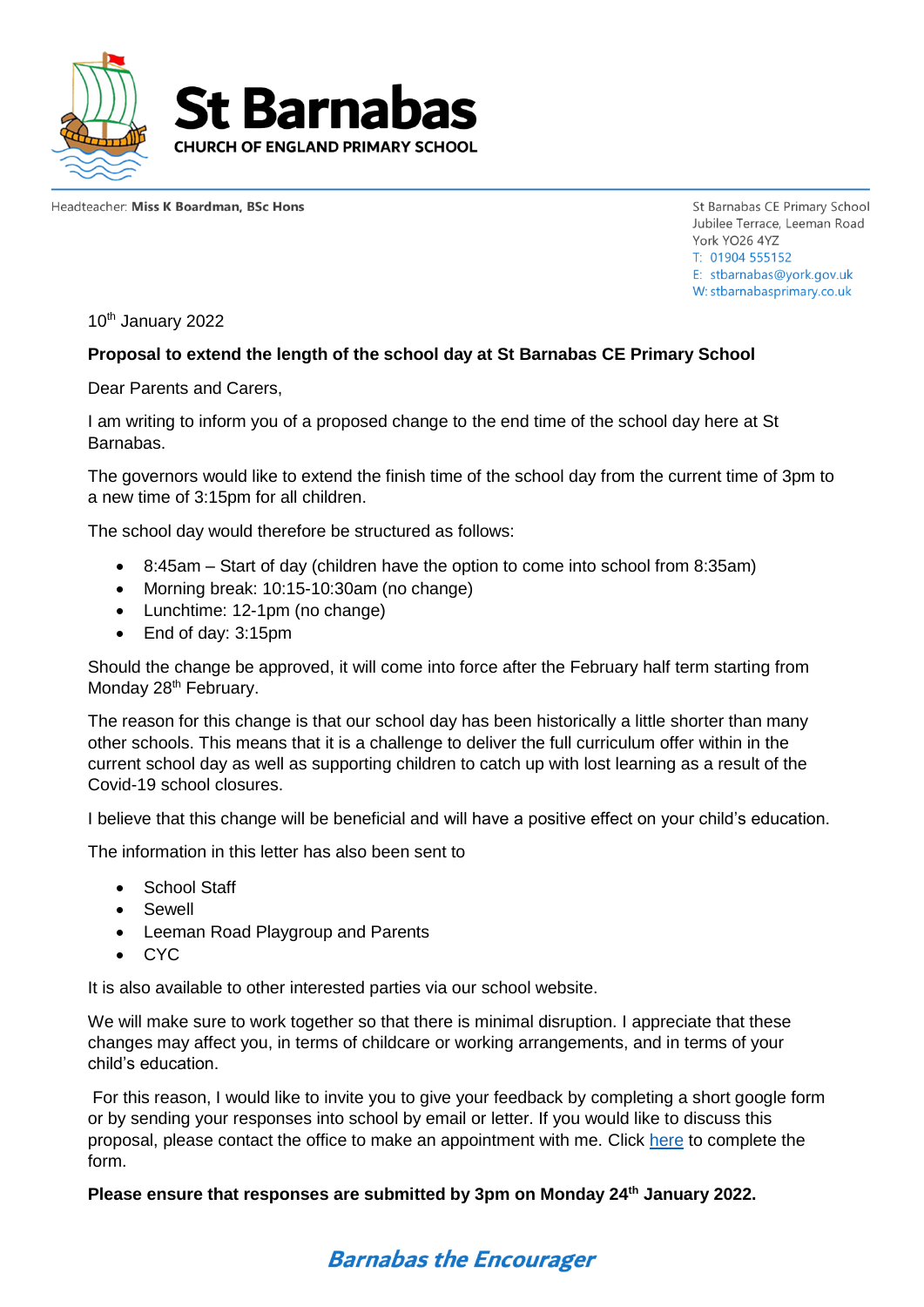# St Barnabas

CHURCH OF ENGLAND PRIMARY SCHOOL

Headteacher: **Miss K Boardman, BSc Hons**

St Barnabas CE Primary School
Jubilee Terrace, Leeman Road
York YO26 4YZ
T: 01904 555152
E: stbarnabas@york.gov.uk
W: stbarnabasprimary.co.uk

10th January 2022

**Proposal to extend the length of the school day at St Barnabas CE Primary School**

Dear Parents and Carers,

I am writing to inform you of a proposed change to the end time of the school day here at St Barnabas.

The governors would like to extend the finish time of the school day from the current time of 3pm to a new time of 3:15pm for all children.

The school day would therefore be structured as follows:

- 8:45am – Start of day (children have the option to come into school from 8:35am)
- Morning break: 10:15-10:30am (no change)
- Lunchtime: 12-1pm (no change)
- End of day: 3:15pm

Should the change be approved, it will come into force after the February half term starting from Monday 28th February.

The reason for this change is that our school day has been historically a little shorter than many other schools. This means that it is a challenge to deliver the full curriculum offer within in the current school day as well as supporting children to catch up with lost learning as a result of the Covid-19 school closures.

I believe that this change will be beneficial and will have a positive effect on your child's education.

The information in this letter has also been sent to

- School Staff
- Sewell
- Leeman Road Playgroup and Parents
- CYC

It is also available to other interested parties via our school website.

We will make sure to work together so that there is minimal disruption. I appreciate that these changes may affect you, in terms of childcare or working arrangements, and in terms of your child's education.

For this reason, I would like to invite you to give your feedback by completing a short google form or by sending your responses into school by email or letter. If you would like to discuss this proposal, please contact the office to make an appointment with me. Click here to complete the form.

**Please ensure that responses are submitted by 3pm on Monday 24th January 2022.**

*Barnabas the Encourager*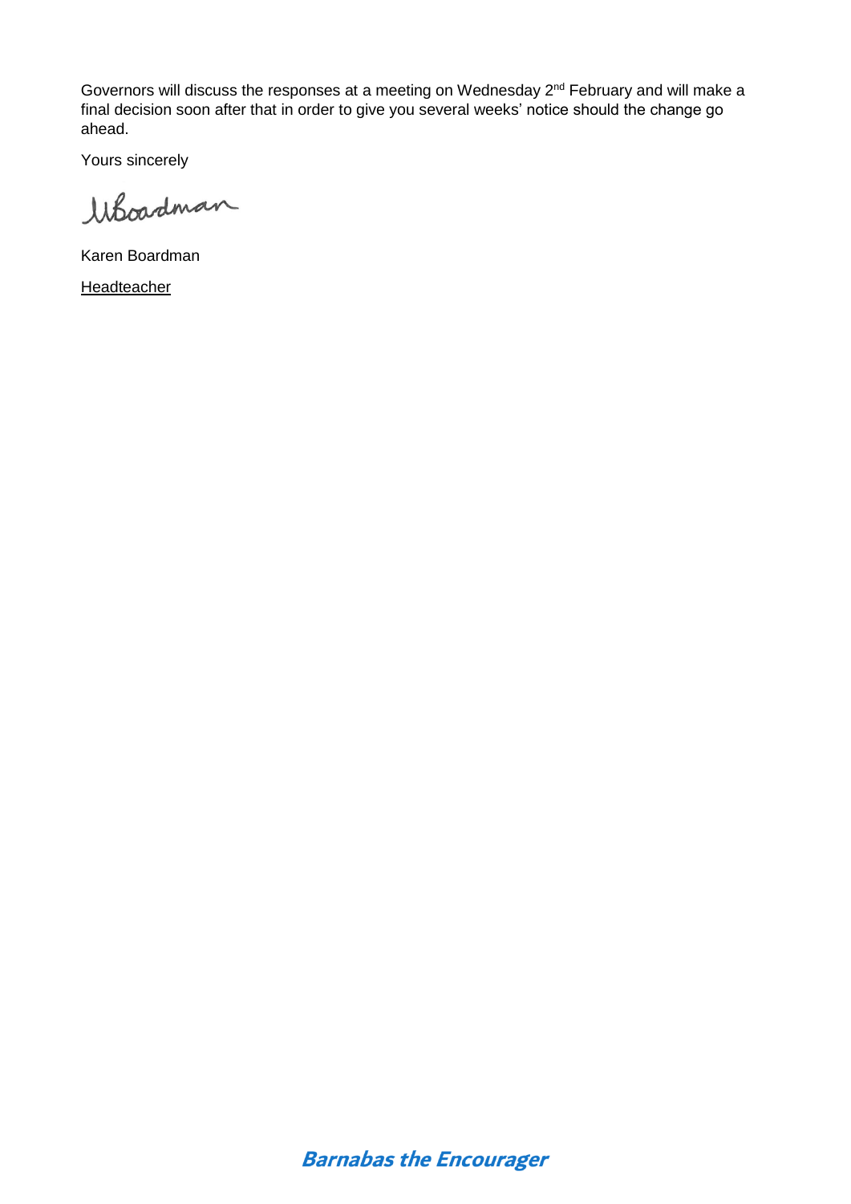Governors will discuss the responses at a meeting on Wednesday 2nd February and will make a final decision soon after that in order to give you several weeks' notice should the change go ahead.

Yours sincerely

Karen Boardman

Headteacher